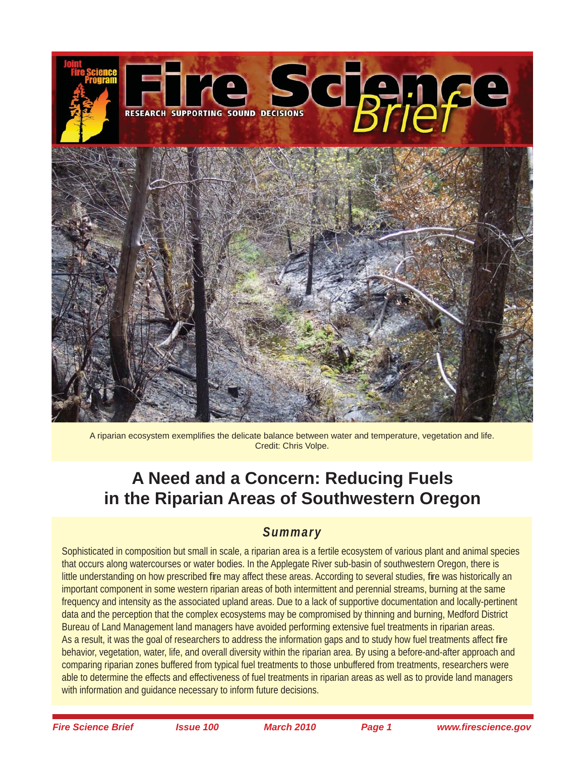# Fire Science Brief

RESEARCH SUPPORTING SOUND DECISIONS

A riparian ecosystem exemplifies the delicate balance between water and temperature, vegetation and life. Credit: Chris Volpe.

## A Need and a Concern: Reducing Fuels in the Riparian Areas of Southwestern Oregon

### *Summary*

Sophisticated in composition but small in scale, a riparian area is a fertile ecosystem of various plant and animal species that occurs along watercourses or water bodies. In the Applegate River sub-basin of southwestern Oregon, there is little understanding on how prescribed fire may affect these areas. According to several studies, fire was historically an important component in some western riparian areas of both intermittent and perennial streams, burning at the same frequency and intensity as the associated upland areas. Due to a lack of supportive documentation and locally-pertinent data and the perception that the complex ecosystems may be compromised by thinning and burning, Medford District Bureau of Land Management land managers have avoided performing extensive fuel treatments in riparian areas. As a result, it was the goal of researchers to address the information gaps and to study how fuel treatments affect fire behavior, vegetation, water, life, and overall diversity within the riparian area. By using a before-and-after approach and comparing riparian zones buffered from typical fuel treatments to those unbuffered from treatments, researchers were able to determine the effects and effectiveness of fuel treatments in riparian areas as well as to provide land managers with information and guidance necessary to inform future decisions.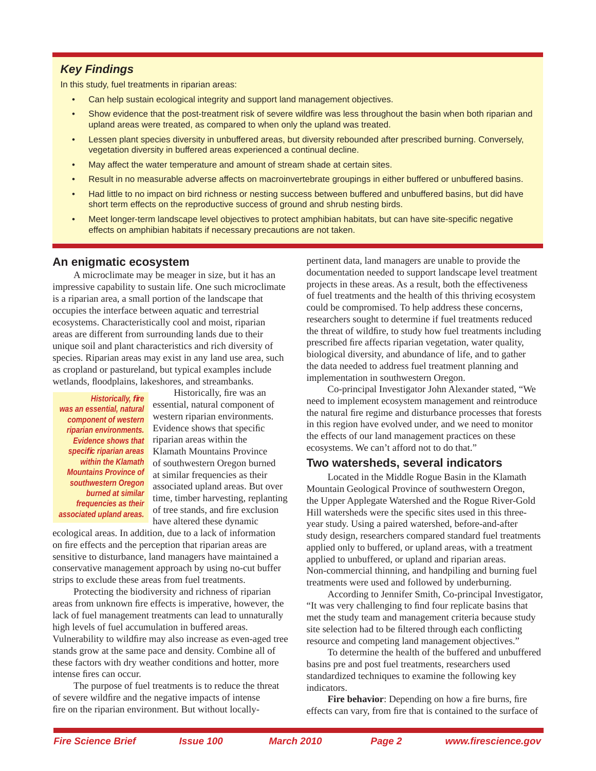### *Key Findings*

In this study, fuel treatments in riparian areas:

- Can help sustain ecological integrity and support land management objectives.
- Show evidence that the post-treatment risk of severe wildfire was less throughout the basin when both riparian and upland areas were treated, as compared to when only the upland was treated.
- Lessen plant species diversity in unbuffered areas, but diversity rebounded after prescribed burning. Conversely, vegetation diversity in buffered areas experienced a continual decline.
- May affect the water temperature and amount of stream shade at certain sites.
- Result in no measurable adverse affects on macroinvertebrate groupings in either buffered or unbuffered basins.
- Had little to no impact on bird richness or nesting success between buffered and unbuffered basins, but did have short term effects on the reproductive success of ground and shrub nesting birds.
- Meet longer-term landscape level objectives to protect amphibian habitats, but can have site-specific negative effects on amphibian habitats if necessary precautions are not taken.

## An enigmatic ecosystem

A microclimate may be meager in size, but it has an impressive capability to sustain life. One such microclimate is a riparian area, a small portion of the landscape that occupies the interface between aquatic and terrestrial ecosystems. Characteristically cool and moist, riparian areas are different from surrounding lands due to their unique soil and plant characteristics and rich diversity of species. Riparian areas may exist in any land use area, such as cropland or pastureland, but typical examples include wetlands, floodplains, lakeshores, and streambanks.

*Historically, fire was an essential, natural component of western riparian environments. Evidence shows that specific riparian areas within the Klamath Mountains Province of southwestern Oregon burned at similar frequencies as their associated upland areas.*

Historically, fire was an essential, natural component of western riparian environments. Evidence shows that specific riparian areas within the Klamath Mountains Province of southwestern Oregon burned at similar frequencies as their associated upland areas. But over time, timber harvesting, replanting of tree stands, and fire exclusion have altered these dynamic ecological areas. In addition, due to a lack of information on fire effects and the perception that riparian areas are sensitive to disturbance, land managers have maintained a conservative management approach by using no-cut buffer strips to exclude these areas from fuel treatments.

Protecting the biodiversity and richness of riparian areas from unknown fire effects is imperative, however, the lack of fuel management treatments can lead to unnaturally high levels of fuel accumulation in buffered areas. Vulnerability to wildfire may also increase as even-aged tree stands grow at the same pace and density. Combine all of these factors with dry weather conditions and hotter, more intense fires can occur.

The purpose of fuel treatments is to reduce the threat of severe wildfire and the negative impacts of intense fire on the riparian environment. But without locally-pertinent data, land managers are unable to provide the documentation needed to support landscape level treatment projects in these areas. As a result, both the effectiveness of fuel treatments and the health of this thriving ecosystem could be compromised. To help address these concerns, researchers sought to determine if fuel treatments reduced the threat of wildfire, to study how fuel treatments including prescribed fire affects riparian vegetation, water quality, biological diversity, and abundance of life, and to gather the data needed to address fuel treatment planning and implementation in southwestern Oregon.

Co-principal Investigator John Alexander stated, "We need to implement ecosystem management and reintroduce the natural fire regime and disturbance processes that forests in this region have evolved under, and we need to monitor the effects of our land management practices on these ecosystems. We can't afford not to do that."

## Two watersheds, several indicators

Located in the Middle Rogue Basin in the Klamath Mountain Geological Province of southwestern Oregon, the Upper Applegate Watershed and the Rogue River-Gold Hill watersheds were the specific sites used in this three-year study. Using a paired watershed, before-and-after study design, researchers compared standard fuel treatments applied only to buffered, or upland areas, with a treatment applied to unbuffered, or upland and riparian areas. Non-commercial thinning, and handpiling and burning fuel treatments were used and followed by underburning.

According to Jennifer Smith, Co-principal Investigator, "It was very challenging to find four replicate basins that met the study team and management criteria because study site selection had to be filtered through each conflicting resource and competing land management objectives."

To determine the health of the buffered and unbuffered basins pre and post fuel treatments, researchers used standardized techniques to examine the following key indicators.

**Fire behavior**: Depending on how a fire burns, fire effects can vary, from fire that is contained to the surface of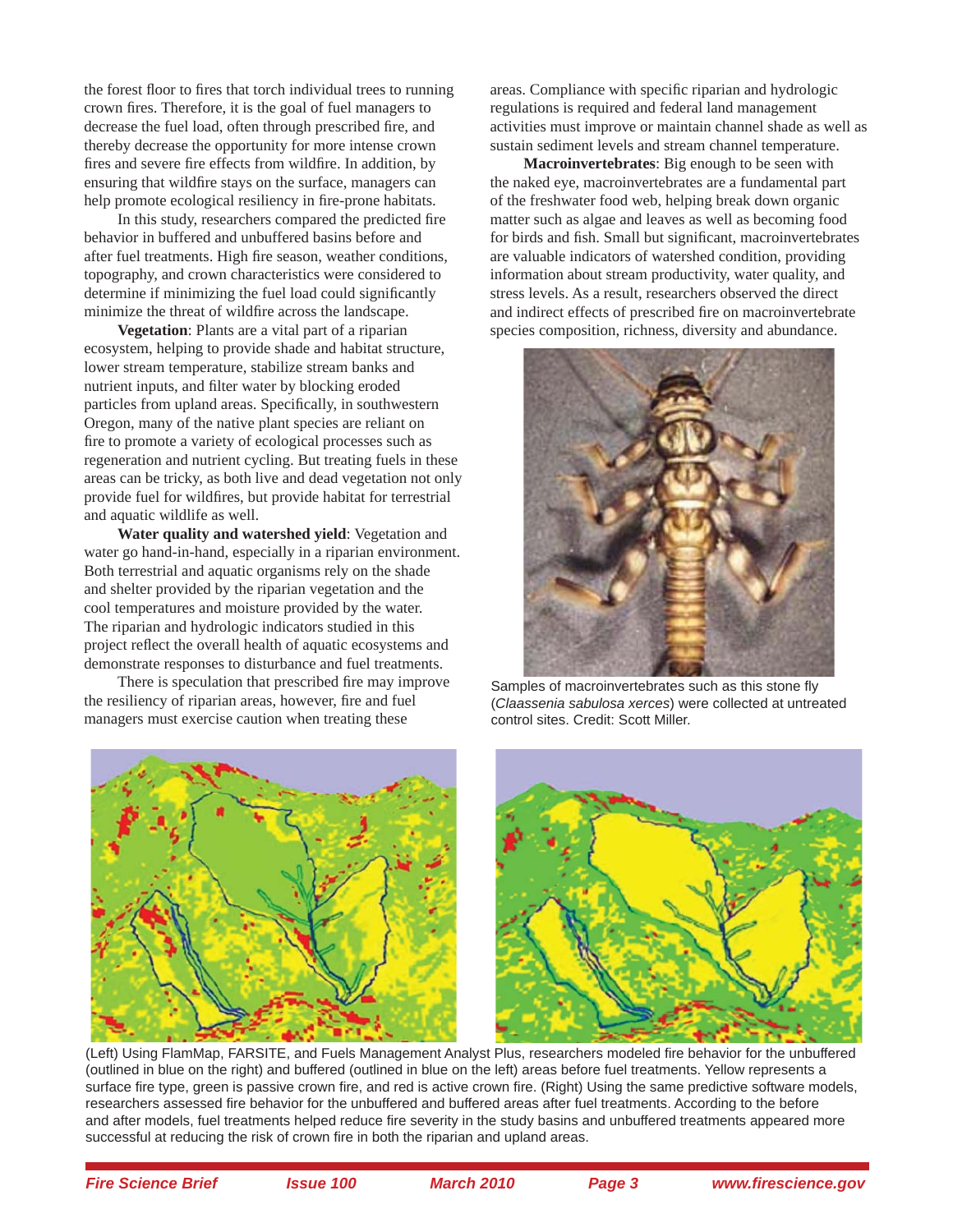the forest floor to fires that torch individual trees to running crown fires. Therefore, it is the goal of fuel managers to decrease the fuel load, often through prescribed fire, and thereby decrease the opportunity for more intense crown fires and severe fire effects from wildfire. In addition, by ensuring that wildfire stays on the surface, managers can help promote ecological resiliency in fire-prone habitats.

In this study, researchers compared the predicted fire behavior in buffered and unbuffered basins before and after fuel treatments. High fire season, weather conditions, topography, and crown characteristics were considered to determine if minimizing the fuel load could significantly minimize the threat of wildfire across the landscape.

**Vegetation**: Plants are a vital part of a riparian ecosystem, helping to provide shade and habitat structure, lower stream temperature, stabilize stream banks and nutrient inputs, and filter water by blocking eroded particles from upland areas. Specifically, in southwestern Oregon, many of the native plant species are reliant on fire to promote a variety of ecological processes such as regeneration and nutrient cycling. But treating fuels in these areas can be tricky, as both live and dead vegetation not only provide fuel for wildfires, but provide habitat for terrestrial and aquatic wildlife as well.

**Water quality and watershed yield**: Vegetation and water go hand-in-hand, especially in a riparian environment. Both terrestrial and aquatic organisms rely on the shade and shelter provided by the riparian vegetation and the cool temperatures and moisture provided by the water. The riparian and hydrologic indicators studied in this project reflect the overall health of aquatic ecosystems and demonstrate responses to disturbance and fuel treatments.

There is speculation that prescribed fire may improve the resiliency of riparian areas, however, fire and fuel managers must exercise caution when treating these areas. Compliance with specific riparian and hydrologic regulations is required and federal land management activities must improve or maintain channel shade as well as sustain sediment levels and stream channel temperature.

**Macroinvertebrates**: Big enough to be seen with the naked eye, macroinvertebrates are a fundamental part of the freshwater food web, helping break down organic matter such as algae and leaves as well as becoming food for birds and fish. Small but significant, macroinvertebrates are valuable indicators of watershed condition, providing information about stream productivity, water quality, and stress levels. As a result, researchers observed the direct and indirect effects of prescribed fire on macroinvertebrate species composition, richness, diversity and abundance.

Samples of macroinvertebrates such as this stone fly (*Claassenia sabulosa xerces*) were collected at untreated control sites. Credit: Scott Miller.

(Left) Using FlamMap, FARSITE, and Fuels Management Analyst Plus, researchers modeled fire behavior for the unbuffered (outlined in blue on the right) and buffered (outlined in blue on the left) areas before fuel treatments. Yellow represents a surface fire type, green is passive crown fire, and red is active crown fire. (Right) Using the same predictive software models, researchers assessed fire behavior for the unbuffered and buffered areas after fuel treatments. According to the before and after models, fuel treatments helped reduce fire severity in the study basins and unbuffered treatments appeared more successful at reducing the risk of crown fire in both the riparian and upland areas.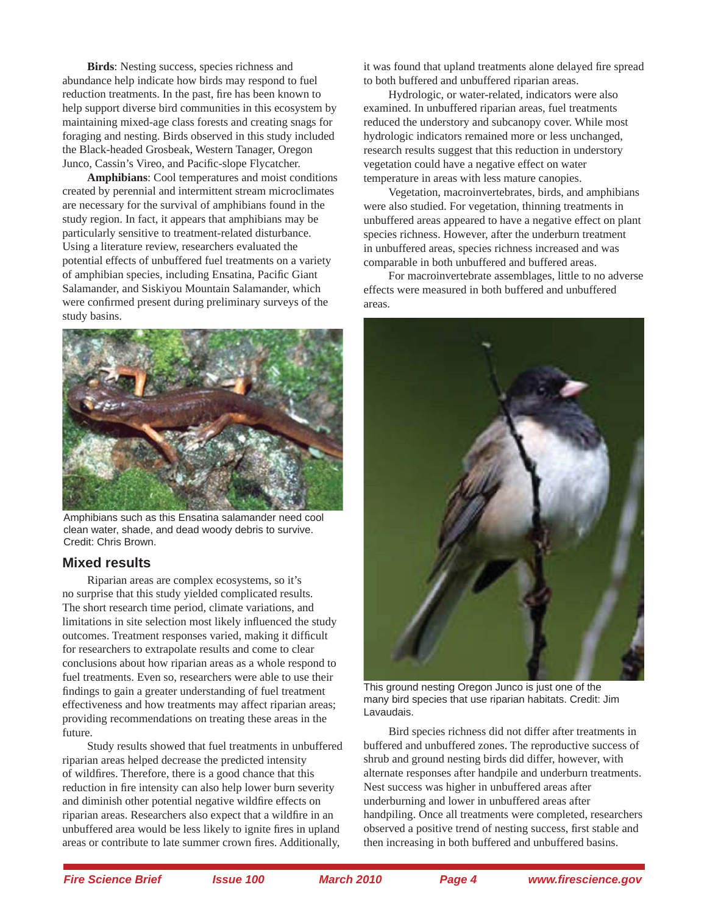**Birds**: Nesting success, species richness and abundance help indicate how birds may respond to fuel reduction treatments. In the past, fire has been known to help support diverse bird communities in this ecosystem by maintaining mixed-age class forests and creating snags for foraging and nesting. Birds observed in this study included the Black-headed Grosbeak, Western Tanager, Oregon Junco, Cassin's Vireo, and Pacific-slope Flycatcher.

**Amphibians**: Cool temperatures and moist conditions created by perennial and intermittent stream microclimates are necessary for the survival of amphibians found in the study region. In fact, it appears that amphibians may be particularly sensitive to treatment-related disturbance. Using a literature review, researchers evaluated the potential effects of unbuffered fuel treatments on a variety of amphibian species, including Ensatina, Pacific Giant Salamander, and Siskiyou Mountain Salamander, which were confirmed present during preliminary surveys of the study basins.

Amphibians such as this Ensatina salamander need cool clean water, shade, and dead woody debris to survive. Credit: Chris Brown.

## Mixed results

Riparian areas are complex ecosystems, so it's no surprise that this study yielded complicated results. The short research time period, climate variations, and limitations in site selection most likely influenced the study outcomes. Treatment responses varied, making it difficult for researchers to extrapolate results and come to clear conclusions about how riparian areas as a whole respond to fuel treatments. Even so, researchers were able to use their findings to gain a greater understanding of fuel treatment effectiveness and how treatments may affect riparian areas; providing recommendations on treating these areas in the future.

Study results showed that fuel treatments in unbuffered riparian areas helped decrease the predicted intensity of wildfires. Therefore, there is a good chance that this reduction in fire intensity can also help lower burn severity and diminish other potential negative wildfire effects on riparian areas. Researchers also expect that a wildfire in an unbuffered area would be less likely to ignite fires in upland areas or contribute to late summer crown fires. Additionally, it was found that upland treatments alone delayed fire spread to both buffered and unbuffered riparian areas.

Hydrologic, or water-related, indicators were also examined. In unbuffered riparian areas, fuel treatments reduced the understory and subcanopy cover. While most hydrologic indicators remained more or less unchanged, research results suggest that this reduction in understory vegetation could have a negative effect on water temperature in areas with less mature canopies.

Vegetation, macroinvertebrates, birds, and amphibians were also studied. For vegetation, thinning treatments in unbuffered areas appeared to have a negative effect on plant species richness. However, after the underburn treatment in unbuffered areas, species richness increased and was comparable in both unbuffered and buffered areas.

For macroinvertebrate assemblages, little to no adverse effects were measured in both buffered and unbuffered areas.

This ground nesting Oregon Junco is just one of the many bird species that use riparian habitats. Credit: Jim Lavaudais.

Bird species richness did not differ after treatments in buffered and unbuffered zones. The reproductive success of shrub and ground nesting birds did differ, however, with alternate responses after handpile and underburn treatments. Nest success was higher in unbuffered areas after underburning and lower in unbuffered areas after handpiling. Once all treatments were completed, researchers observed a positive trend of nesting success, first stable and then increasing in both buffered and unbuffered basins.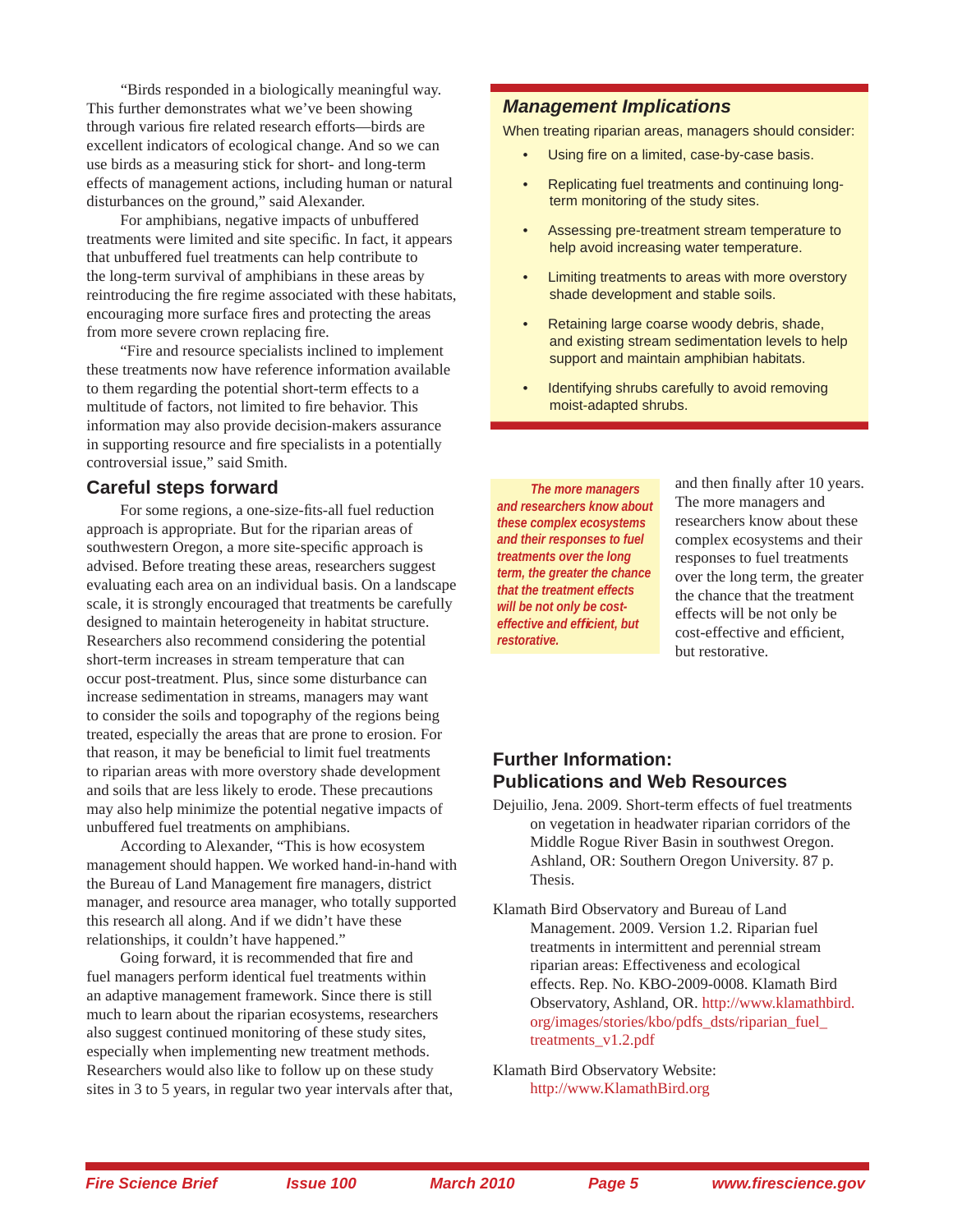"Birds responded in a biologically meaningful way. This further demonstrates what we've been showing through various fire related research efforts—birds are excellent indicators of ecological change. And so we can use birds as a measuring stick for short- and long-term effects of management actions, including human or natural disturbances on the ground," said Alexander.

For amphibians, negative impacts of unbuffered treatments were limited and site specific. In fact, it appears that unbuffered fuel treatments can help contribute to the long-term survival of amphibians in these areas by reintroducing the fire regime associated with these habitats, encouraging more surface fires and protecting the areas from more severe crown replacing fire.

"Fire and resource specialists inclined to implement these treatments now have reference information available to them regarding the potential short-term effects to a multitude of factors, not limited to fire behavior. This information may also provide decision-makers assurance in supporting resource and fire specialists in a potentially controversial issue," said Smith.

## Careful steps forward

For some regions, a one-size-fits-all fuel reduction approach is appropriate. But for the riparian areas of southwestern Oregon, a more site-specific approach is advised. Before treating these areas, researchers suggest evaluating each area on an individual basis. On a landscape scale, it is strongly encouraged that treatments be carefully designed to maintain heterogeneity in habitat structure. Researchers also recommend considering the potential short-term increases in stream temperature that can occur post-treatment. Plus, since some disturbance can increase sedimentation in streams, managers may want to consider the soils and topography of the regions being treated, especially the areas that are prone to erosion. For that reason, it may be beneficial to limit fuel treatments to riparian areas with more overstory shade development and soils that are less likely to erode. These precautions may also help minimize the potential negative impacts of unbuffered fuel treatments on amphibians.

According to Alexander, "This is how ecosystem management should happen. We worked hand-in-hand with the Bureau of Land Management fire managers, district manager, and resource area manager, who totally supported this research all along. And if we didn't have these relationships, it couldn't have happened."

Going forward, it is recommended that fire and fuel managers perform identical fuel treatments within an adaptive management framework. Since there is still much to learn about the riparian ecosystems, researchers also suggest continued monitoring of these study sites, especially when implementing new treatment methods. Researchers would also like to follow up on these study sites in 3 to 5 years, in regular two year intervals after that, and then finally after 10 years. The more managers and researchers know about these complex ecosystems and their responses to fuel treatments over the long term, the greater the chance that the treatment effects will be not only be cost-effective and efficient, but restorative.

> ***The more managers and researchers know about these complex ecosystems and their responses to fuel treatments over the long term, the greater the chance that the treatment effects will be not only be cost-effective and efficient, but restorative.***

### Management Implications

When treating riparian areas, managers should consider:

- Using fire on a limited, case-by-case basis.
- Replicating fuel treatments and continuing long-term monitoring of the study sites.
- Assessing pre-treatment stream temperature to help avoid increasing water temperature.
- Limiting treatments to areas with more overstory shade development and stable soils.
- Retaining large coarse woody debris, shade, and existing stream sedimentation levels to help support and maintain amphibian habitats.
- Identifying shrubs carefully to avoid removing moist-adapted shrubs.

## Further Information: Publications and Web Resources

Dejuilio, Jena. 2009. Short-term effects of fuel treatments on vegetation in headwater riparian corridors of the Middle Rogue River Basin in southwest Oregon. Ashland, OR: Southern Oregon University. 87 p. Thesis.

Klamath Bird Observatory and Bureau of Land Management. 2009. Version 1.2. Riparian fuel treatments in intermittent and perennial stream riparian areas: Effectiveness and ecological effects. Rep. No. KBO-2009-0008. Klamath Bird Observatory, Ashland, OR. http://www.klamathbird.org/images/stories/kbo/pdfs_dsts/riparian_fuel_treatments_v1.2.pdf

Klamath Bird Observatory Website: http://www.KlamathBird.org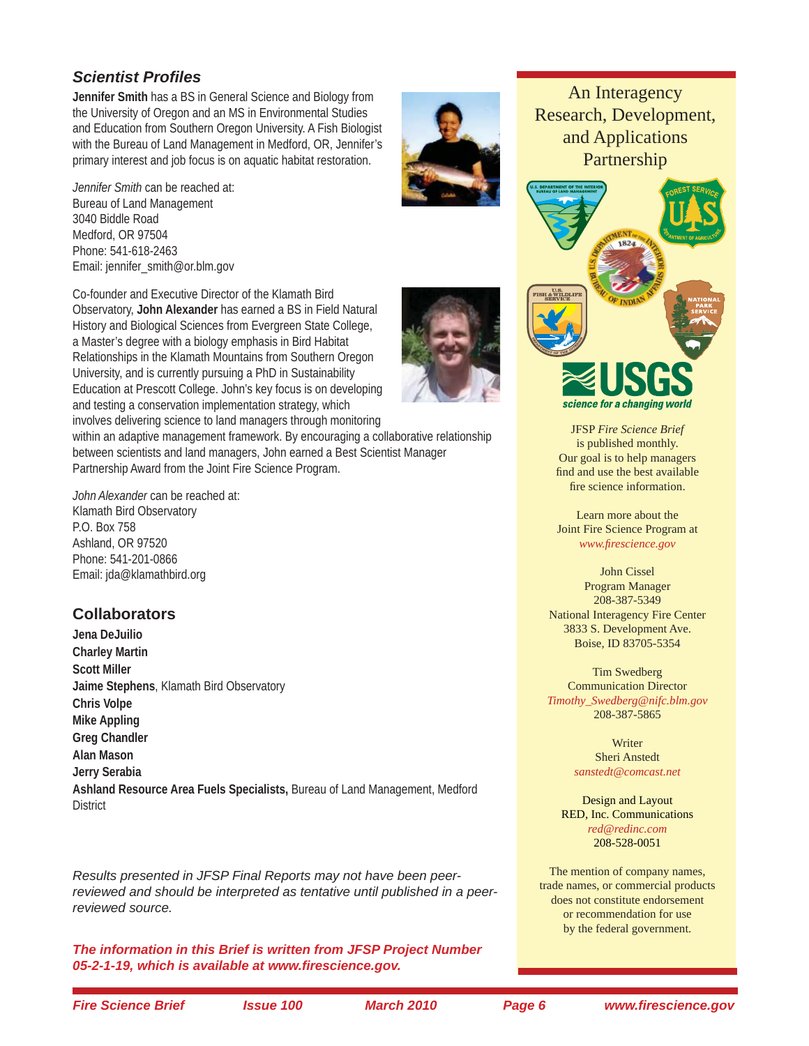## *Scientist Profiles*

**Jennifer Smith** has a BS in General Science and Biology from the University of Oregon and an MS in Environmental Studies and Education from Southern Oregon University. A Fish Biologist with the Bureau of Land Management in Medford, OR, Jennifer's primary interest and job focus is on aquatic habitat restoration.

*Jennifer Smith* can be reached at:
Bureau of Land Management
3040 Biddle Road
Medford, OR 97504
Phone: 541-618-2463
Email: jennifer_smith@or.blm.gov

Co-founder and Executive Director of the Klamath Bird Observatory, **John Alexander** has earned a BS in Field Natural History and Biological Sciences from Evergreen State College, a Master's degree with a biology emphasis in Bird Habitat Relationships in the Klamath Mountains from Southern Oregon University, and is currently pursuing a PhD in Sustainability Education at Prescott College. John's key focus is on developing and testing a conservation implementation strategy, which involves delivering science to land managers through monitoring within an adaptive management framework. By encouraging a collaborative relationship between scientists and land managers, John earned a Best Scientist Manager Partnership Award from the Joint Fire Science Program.

*John Alexander* can be reached at:
Klamath Bird Observatory
P.O. Box 758
Ashland, OR 97520
Phone: 541-201-0866
Email: jda@klamathbird.org

## Collaborators

**Jena DeJuilio**
**Charley Martin**
**Scott Miller**
**Jaime Stephens**, Klamath Bird Observatory
**Chris Volpe**
**Mike Appling**
**Greg Chandler**
**Alan Mason**
**Jerry Serabia**
**Ashland Resource Area Fuels Specialists,** Bureau of Land Management, Medford District

*Results presented in JFSP Final Reports may not have been peer-reviewed and should be interpreted as tentative until published in a peer-reviewed source.*

***The information in this Brief is written from JFSP Project Number 05-2-1-19, which is available at www.firescience.gov.***

An Interagency Research, Development, and Applications Partnership

USGS
*science for a changing world*

JFSP *Fire Science Brief* is published monthly. Our goal is to help managers find and use the best available fire science information.

Learn more about the Joint Fire Science Program at *www.firescience.gov*

John Cissel
Program Manager
208-387-5349
National Interagency Fire Center
3833 S. Development Ave.
Boise, ID 83705-5354

Tim Swedberg
Communication Director
*Timothy_Swedberg@nifc.blm.gov*
208-387-5865

Writer
Sheri Anstedt
*sanstedt@comcast.net*

Design and Layout
RED, Inc. Communications
*red@redinc.com*
208-528-0051

The mention of company names, trade names, or commercial products does not constitute endorsement or recommendation for use by the federal government.